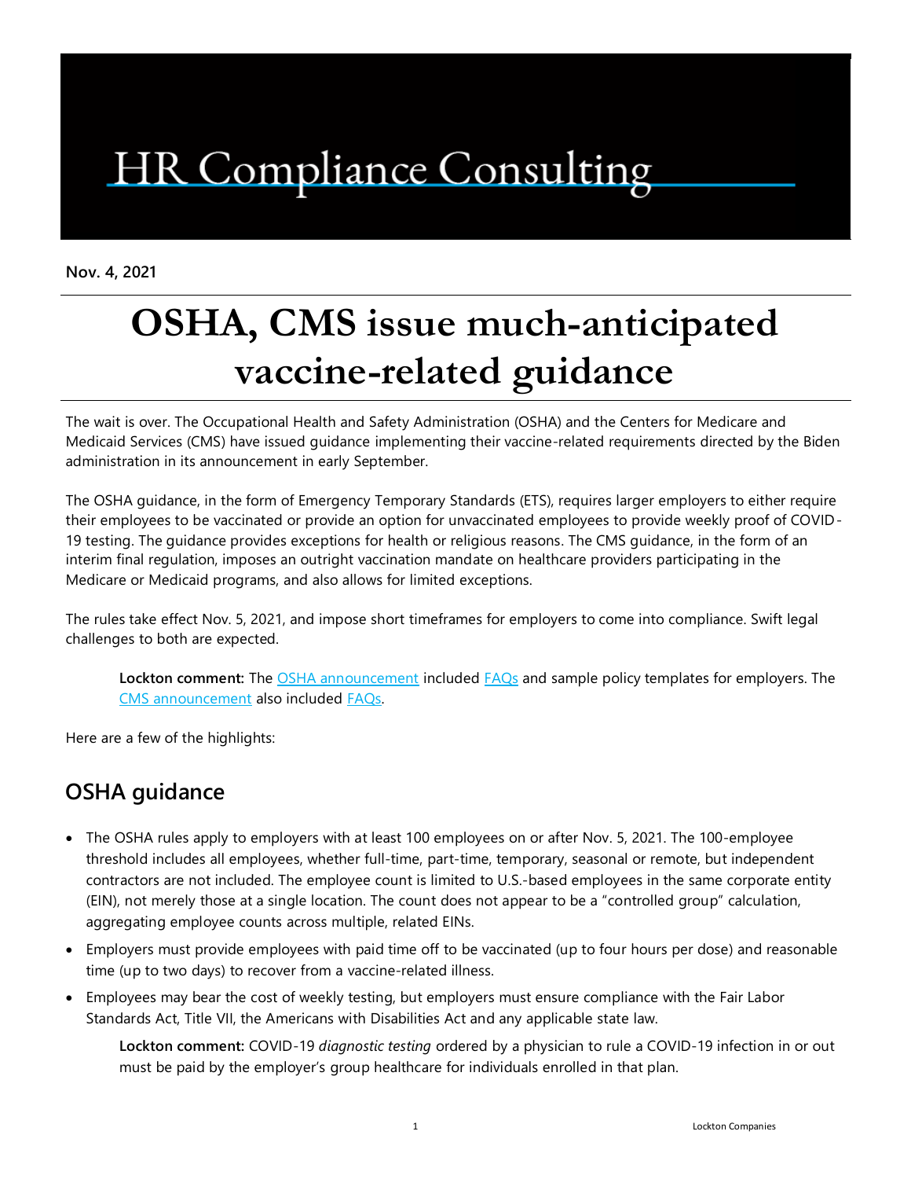# HR Compliance Consulting

**Nov. 4, 2021**

# OSHA, CMS issue much-anticipated vaccine-related guidance

The wait is over. The Occupational Health and Safety Administration (OSHA) and the Centers for Medicare and Medicaid Services (CMS) have issued guidance implementing their vaccine-related requirements directed by the Biden administration in its announcement in early September.

The OSHA guidance, in the form of Emergency Temporary Standards (ETS), requires larger employers to either require their employees to be vaccinated or provide an option for unvaccinated employees to provide weekly proof of COVID-19 testing. The guidance provides exceptions for health or religious reasons. The CMS guidance, in the form of an interim final regulation, imposes an outright vaccination mandate on healthcare providers participating in the Medicare or Medicaid programs, and also allows for limited exceptions.

The rules take effect Nov. 5, 2021, and impose short timeframes for employers to come into compliance. Swift legal challenges to both are expected.

> **Lockton comment:** The OSHA announcement included FAQs and sample policy templates for employers. The CMS announcement also included FAQs.

Here are a few of the highlights:

## OSHA guidance

- The OSHA rules apply to employers with at least 100 employees on or after Nov. 5, 2021. The 100-employee threshold includes all employees, whether full-time, part-time, temporary, seasonal or remote, but independent contractors are not included. The employee count is limited to U.S.-based employees in the same corporate entity (EIN), not merely those at a single location. The count does not appear to be a "controlled group" calculation, aggregating employee counts across multiple, related EINs.
- Employers must provide employees with paid time off to be vaccinated (up to four hours per dose) and reasonable time (up to two days) to recover from a vaccine-related illness.
- Employees may bear the cost of weekly testing, but employers must ensure compliance with the Fair Labor Standards Act, Title VII, the Americans with Disabilities Act and any applicable state law.

  > **Lockton comment:** COVID-19 *diagnostic testing* ordered by a physician to rule a COVID-19 infection in or out must be paid by the employer's group healthcare for individuals enrolled in that plan.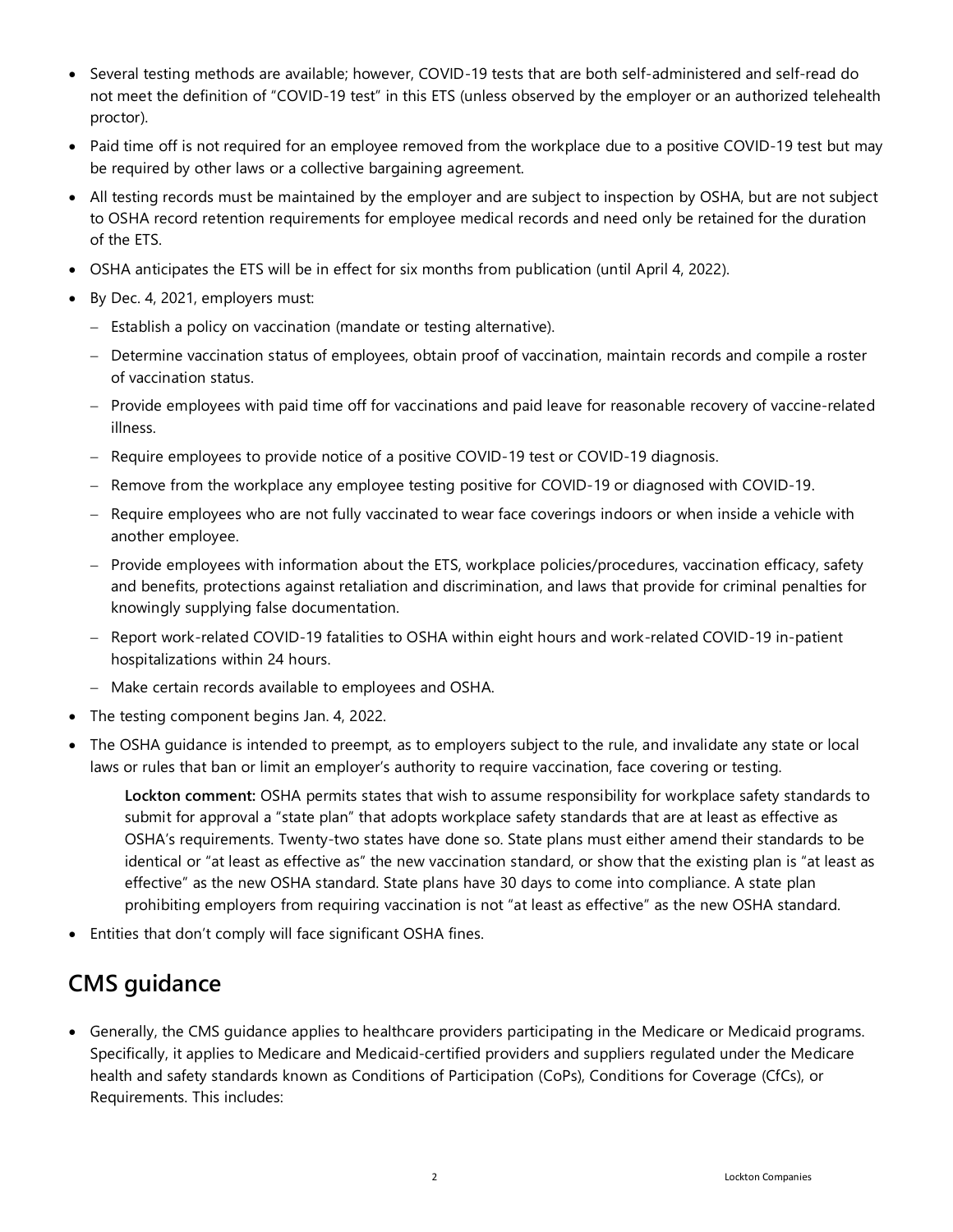- Several testing methods are available; however, COVID-19 tests that are both self-administered and self-read do not meet the definition of "COVID-19 test" in this ETS (unless observed by the employer or an authorized telehealth proctor).
- Paid time off is not required for an employee removed from the workplace due to a positive COVID-19 test but may be required by other laws or a collective bargaining agreement.
- All testing records must be maintained by the employer and are subject to inspection by OSHA, but are not subject to OSHA record retention requirements for employee medical records and need only be retained for the duration of the ETS.
- OSHA anticipates the ETS will be in effect for six months from publication (until April 4, 2022).
- By Dec. 4, 2021, employers must:
  - Establish a policy on vaccination (mandate or testing alternative).
  - Determine vaccination status of employees, obtain proof of vaccination, maintain records and compile a roster of vaccination status.
  - Provide employees with paid time off for vaccinations and paid leave for reasonable recovery of vaccine-related illness.
  - Require employees to provide notice of a positive COVID-19 test or COVID-19 diagnosis.
  - Remove from the workplace any employee testing positive for COVID-19 or diagnosed with COVID-19.
  - Require employees who are not fully vaccinated to wear face coverings indoors or when inside a vehicle with another employee.
  - Provide employees with information about the ETS, workplace policies/procedures, vaccination efficacy, safety and benefits, protections against retaliation and discrimination, and laws that provide for criminal penalties for knowingly supplying false documentation.
  - Report work-related COVID-19 fatalities to OSHA within eight hours and work-related COVID-19 in-patient hospitalizations within 24 hours.
  - Make certain records available to employees and OSHA.
- The testing component begins Jan. 4, 2022.
- The OSHA guidance is intended to preempt, as to employers subject to the rule, and invalidate any state or local laws or rules that ban or limit an employer's authority to require vaccination, face covering or testing.

  **Lockton comment:** OSHA permits states that wish to assume responsibility for workplace safety standards to submit for approval a "state plan" that adopts workplace safety standards that are at least as effective as OSHA's requirements. Twenty-two states have done so. State plans must either amend their standards to be identical or "at least as effective as" the new vaccination standard, or show that the existing plan is "at least as effective" as the new OSHA standard. State plans have 30 days to come into compliance. A state plan prohibiting employers from requiring vaccination is not "at least as effective" as the new OSHA standard.

- Entities that don't comply will face significant OSHA fines.

## CMS guidance

- Generally, the CMS guidance applies to healthcare providers participating in the Medicare or Medicaid programs. Specifically, it applies to Medicare and Medicaid-certified providers and suppliers regulated under the Medicare health and safety standards known as Conditions of Participation (CoPs), Conditions for Coverage (CfCs), or Requirements. This includes: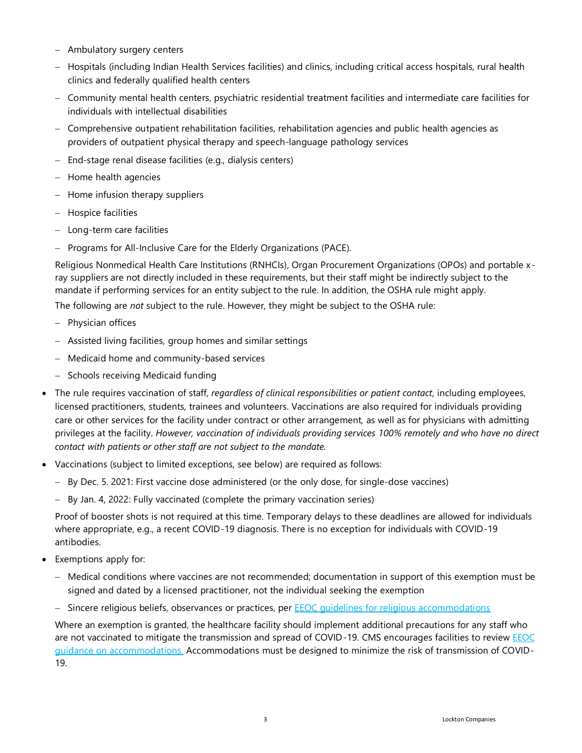- Ambulatory surgery centers
- Hospitals (including Indian Health Services facilities) and clinics, including critical access hospitals, rural health clinics and federally qualified health centers
- Community mental health centers, psychiatric residential treatment facilities and intermediate care facilities for individuals with intellectual disabilities
- Comprehensive outpatient rehabilitation facilities, rehabilitation agencies and public health agencies as providers of outpatient physical therapy and speech-language pathology services
- End-stage renal disease facilities (e.g., dialysis centers)
- Home health agencies
- Home infusion therapy suppliers
- Hospice facilities
- Long-term care facilities
- Programs for All-Inclusive Care for the Elderly Organizations (PACE).

  Religious Nonmedical Health Care Institutions (RNHCIs), Organ Procurement Organizations (OPOs) and portable x-ray suppliers are not directly included in these requirements, but their staff might be indirectly subject to the mandate if performing services for an entity subject to the rule. In addition, the OSHA rule might apply.

  The following are *not* subject to the rule. However, they might be subject to the OSHA rule:

  - Physician offices
  - Assisted living facilities, group homes and similar settings
  - Medicaid home and community-based services
  - Schools receiving Medicaid funding

- The rule requires vaccination of staff, *regardless of clinical responsibilities or patient contact,* including employees, licensed practitioners, students, trainees and volunteers. Vaccinations are also required for individuals providing care or other services for the facility under contract or other arrangement, as well as for physicians with admitting privileges at the facility. *However, vaccination of individuals providing services 100% remotely and who have no direct contact with patients or other staff are not subject to the mandate.*
- Vaccinations (subject to limited exceptions, see below) are required as follows:
  - By Dec. 5. 2021: First vaccine dose administered (or the only dose, for single-dose vaccines)
  - By Jan. 4, 2022: Fully vaccinated (complete the primary vaccination series)

  Proof of booster shots is not required at this time. Temporary delays to these deadlines are allowed for individuals where appropriate, e.g., a recent COVID-19 diagnosis. There is no exception for individuals with COVID-19 antibodies.

- Exemptions apply for:
  - Medical conditions where vaccines are not recommended; documentation in support of this exemption must be signed and dated by a licensed practitioner, not the individual seeking the exemption
  - Sincere religious beliefs, observances or practices, per EEOC guidelines for religious accommodations

  Where an exemption is granted, the healthcare facility should implement additional precautions for any staff who are not vaccinated to mitigate the transmission and spread of COVID-19. CMS encourages facilities to review EEOC guidance on accommodations. Accommodations must be designed to minimize the risk of transmission of COVID-19.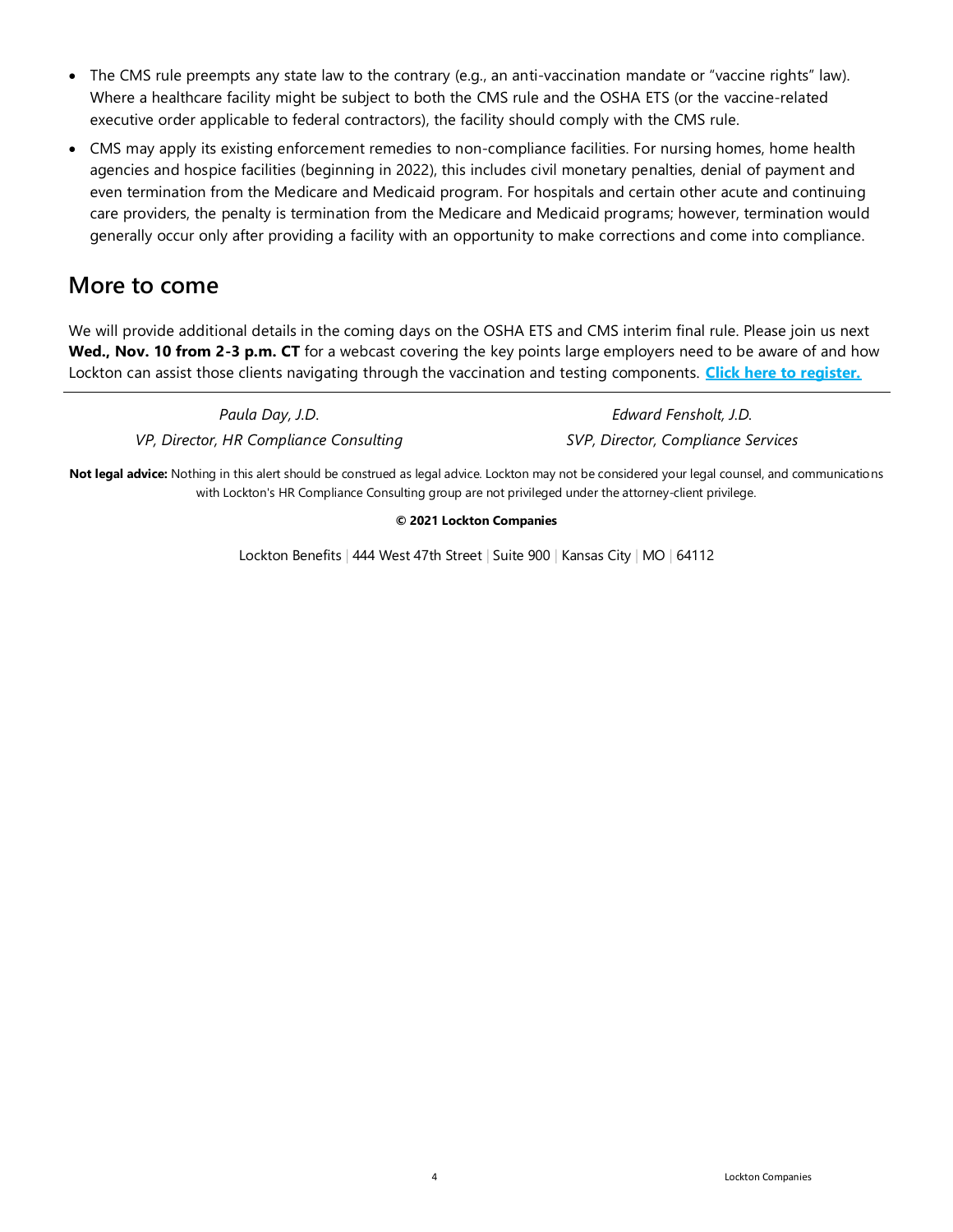- The CMS rule preempts any state law to the contrary (e.g., an anti-vaccination mandate or "vaccine rights" law). Where a healthcare facility might be subject to both the CMS rule and the OSHA ETS (or the vaccine-related executive order applicable to federal contractors), the facility should comply with the CMS rule.
- CMS may apply its existing enforcement remedies to non-compliance facilities. For nursing homes, home health agencies and hospice facilities (beginning in 2022), this includes civil monetary penalties, denial of payment and even termination from the Medicare and Medicaid program. For hospitals and certain other acute and continuing care providers, the penalty is termination from the Medicare and Medicaid programs; however, termination would generally occur only after providing a facility with an opportunity to make corrections and come into compliance.

## More to come

We will provide additional details in the coming days on the OSHA ETS and CMS interim final rule. Please join us next **Wed., Nov. 10 from 2-3 p.m. CT** for a webcast covering the key points large employers need to be aware of and how Lockton can assist those clients navigating through the vaccination and testing components. **Click here to register.**

---

*Paula Day, J.D.*
*VP, Director, HR Compliance Consulting*

*Edward Fensholt, J.D.*
*SVP, Director, Compliance Services*

**Not legal advice:** Nothing in this alert should be construed as legal advice. Lockton may not be considered your legal counsel, and communications with Lockton's HR Compliance Consulting group are not privileged under the attorney-client privilege.

**© 2021 Lockton Companies**

Lockton Benefits | 444 West 47th Street | Suite 900 | Kansas City | MO | 64112